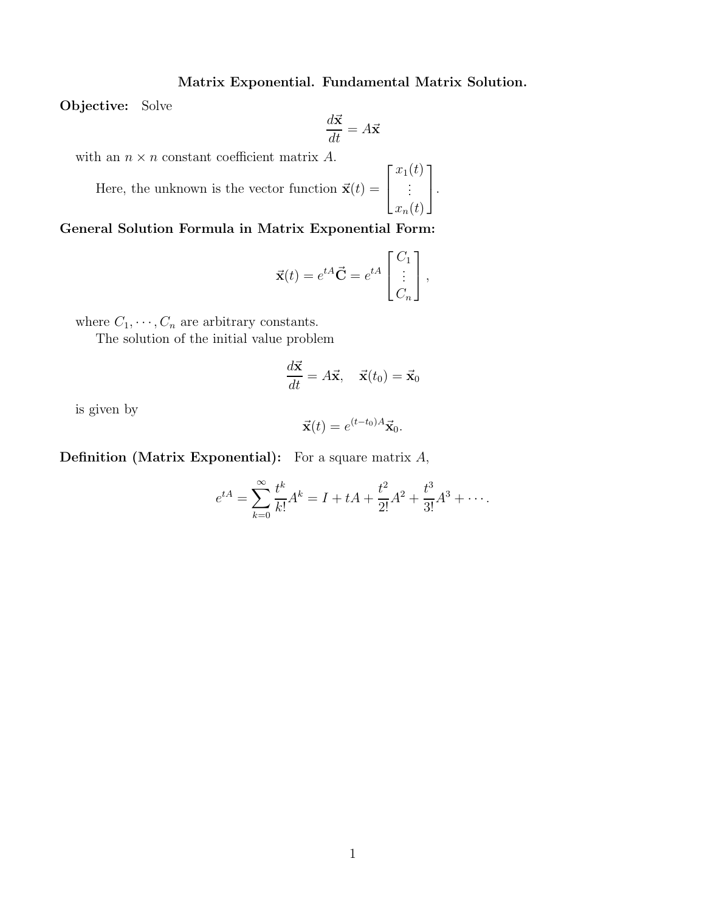# Matrix Exponential. Fundamental Matrix Solution.

**Objective:** Solve

$$\frac{d\vec{\mathbf{x}}}{dt} = A\vec{\mathbf{x}}$$

with an $n \times n$ constant coefficient matrix $A$.

Here, the unknown is the vector function $\vec{\mathbf{x}}(t) = \begin{bmatrix} x_1(t) \\ \vdots \\ x_n(t) \end{bmatrix}$.

**General Solution Formula in Matrix Exponential Form:**

$$\vec{\mathbf{x}}(t) = e^{tA}\vec{\mathbf{C}} = e^{tA}\begin{bmatrix} C_1 \\ \vdots \\ C_n \end{bmatrix},$$

where $C_1, \cdots, C_n$ are arbitrary constants.

The solution of the initial value problem

$$\frac{d\vec{\mathbf{x}}}{dt} = A\vec{\mathbf{x}}, \quad \vec{\mathbf{x}}(t_0) = \vec{\mathbf{x}}_0$$

is given by

$$\vec{\mathbf{x}}(t) = e^{(t-t_0)A}\vec{\mathbf{x}}_0.$$

**Definition (Matrix Exponential):** For a square matrix $A$,

$$e^{tA} = \sum_{k=0}^{\infty} \frac{t^k}{k!}A^k = I + tA + \frac{t^2}{2!}A^2 + \frac{t^3}{3!}A^3 + \cdots.$$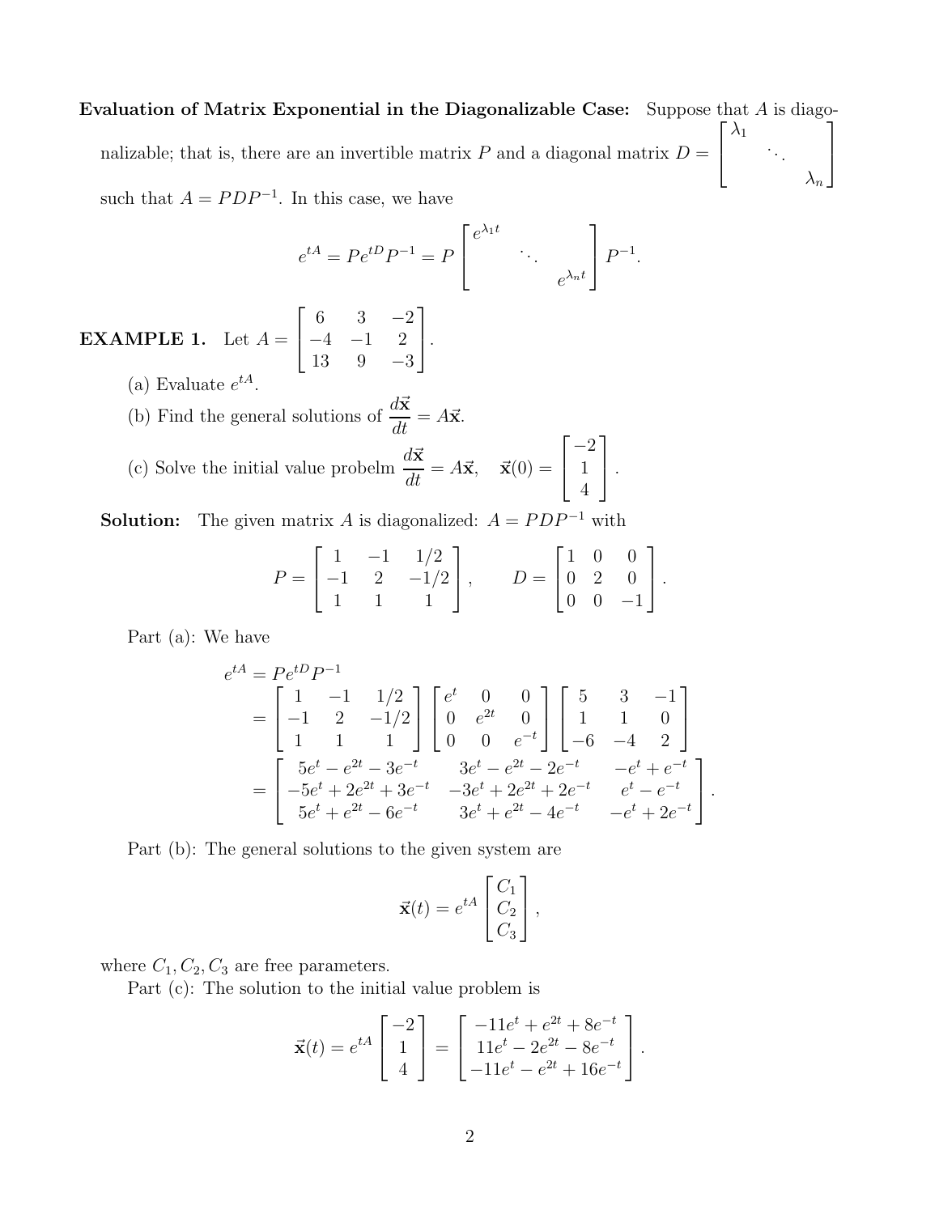**Evaluation of Matrix Exponential in the Diagonalizable Case:** Suppose that $A$ is diagonalizable; that is, there are an invertible matrix $P$ and a diagonal matrix $D = \begin{bmatrix} \lambda_1 & & \\ & \ddots & \\ & & \lambda_n \end{bmatrix}$ such that $A = PDP^{-1}$. In this case, we have

$$e^{tA} = Pe^{tD}P^{-1} = P \begin{bmatrix} e^{\lambda_1 t} & & \\ & \ddots & \\ & & e^{\lambda_n t} \end{bmatrix} P^{-1}.$$

**EXAMPLE 1.** Let $A = \begin{bmatrix} 6 & 3 & -2 \\ -4 & -1 & 2 \\ 13 & 9 & -3 \end{bmatrix}$.

(a) Evaluate $e^{tA}$.

(b) Find the general solutions of $\dfrac{d\vec{\mathbf{x}}}{dt} = A\vec{\mathbf{x}}$.

(c) Solve the initial value probelm $\dfrac{d\vec{\mathbf{x}}}{dt} = A\vec{\mathbf{x}}, \quad \vec{\mathbf{x}}(0) = \begin{bmatrix} -2 \\ 1 \\ 4 \end{bmatrix}$.

**Solution:** The given matrix $A$ is diagonalized: $A = PDP^{-1}$ with

$$P = \begin{bmatrix} 1 & -1 & 1/2 \\ -1 & 2 & -1/2 \\ 1 & 1 & 1 \end{bmatrix}, \qquad D = \begin{bmatrix} 1 & 0 & 0 \\ 0 & 2 & 0 \\ 0 & 0 & -1 \end{bmatrix}.$$

Part (a): We have

$$\begin{aligned} e^{tA} &= Pe^{tD}P^{-1} \\ &= \begin{bmatrix} 1 & -1 & 1/2 \\ -1 & 2 & -1/2 \\ 1 & 1 & 1 \end{bmatrix} \begin{bmatrix} e^t & 0 & 0 \\ 0 & e^{2t} & 0 \\ 0 & 0 & e^{-t} \end{bmatrix} \begin{bmatrix} 5 & 3 & -1 \\ 1 & 1 & 0 \\ -6 & -4 & 2 \end{bmatrix} \\ &= \begin{bmatrix} 5e^t - e^{2t} - 3e^{-t} & 3e^t - e^{2t} - 2e^{-t} & -e^t + e^{-t} \\ -5e^t + 2e^{2t} + 3e^{-t} & -3e^t + 2e^{2t} + 2e^{-t} & e^t - e^{-t} \\ 5e^t + e^{2t} - 6e^{-t} & 3e^t + e^{2t} - 4e^{-t} & -e^t + 2e^{-t} \end{bmatrix}. \end{aligned}$$

Part (b): The general solutions to the given system are

$$\vec{\mathbf{x}}(t) = e^{tA} \begin{bmatrix} C_1 \\ C_2 \\ C_3 \end{bmatrix},$$

where $C_1, C_2, C_3$ are free parameters.

Part (c): The solution to the initial value problem is

$$\vec{\mathbf{x}}(t) = e^{tA} \begin{bmatrix} -2 \\ 1 \\ 4 \end{bmatrix} = \begin{bmatrix} -11e^t + e^{2t} + 8e^{-t} \\ 11e^t - 2e^{2t} - 8e^{-t} \\ -11e^t - e^{2t} + 16e^{-t} \end{bmatrix}.$$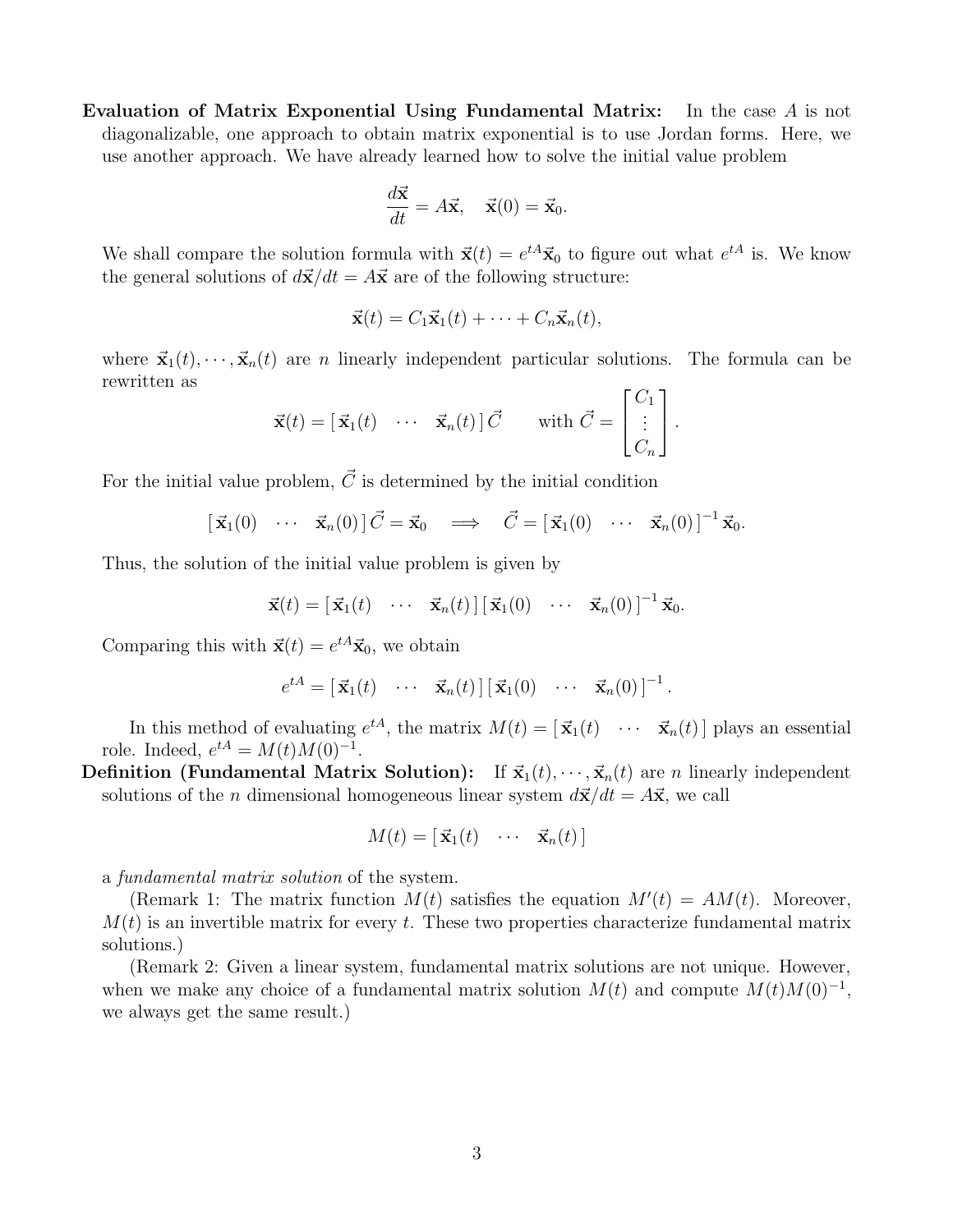**Evaluation of Matrix Exponential Using Fundamental Matrix:** In the case $A$ is not diagonalizable, one approach to obtain matrix exponential is to use Jordan forms. Here, we use another approach. We have already learned how to solve the initial value problem

$$\frac{d\vec{\mathbf{x}}}{dt} = A\vec{\mathbf{x}}, \quad \vec{\mathbf{x}}(0) = \vec{\mathbf{x}}_0.$$

We shall compare the solution formula with $\vec{\mathbf{x}}(t) = e^{tA}\vec{\mathbf{x}}_0$ to figure out what $e^{tA}$ is. We know the general solutions of $d\vec{\mathbf{x}}/dt = A\vec{\mathbf{x}}$ are of the following structure:

$$\vec{\mathbf{x}}(t) = C_1\vec{\mathbf{x}}_1(t) + \cdots + C_n\vec{\mathbf{x}}_n(t),$$

where $\vec{\mathbf{x}}_1(t), \cdots, \vec{\mathbf{x}}_n(t)$ are $n$ linearly independent particular solutions. The formula can be rewritten as

$$\vec{\mathbf{x}}(t) = [\,\vec{\mathbf{x}}_1(t) \quad \cdots \quad \vec{\mathbf{x}}_n(t)\,]\,\vec{C} \qquad \text{with } \vec{C} = \begin{bmatrix} C_1 \\ \vdots \\ C_n \end{bmatrix}.$$

For the initial value problem, $\vec{C}$ is determined by the initial condition

$$[\,\vec{\mathbf{x}}_1(0) \quad \cdots \quad \vec{\mathbf{x}}_n(0)\,]\,\vec{C} = \vec{\mathbf{x}}_0 \quad \Longrightarrow \quad \vec{C} = [\,\vec{\mathbf{x}}_1(0) \quad \cdots \quad \vec{\mathbf{x}}_n(0)\,]^{-1}\,\vec{\mathbf{x}}_0.$$

Thus, the solution of the initial value problem is given by

$$\vec{\mathbf{x}}(t) = [\,\vec{\mathbf{x}}_1(t) \quad \cdots \quad \vec{\mathbf{x}}_n(t)\,]\,[\,\vec{\mathbf{x}}_1(0) \quad \cdots \quad \vec{\mathbf{x}}_n(0)\,]^{-1}\,\vec{\mathbf{x}}_0.$$

Comparing this with $\vec{\mathbf{x}}(t) = e^{tA}\vec{\mathbf{x}}_0$, we obtain

$$e^{tA} = [\,\vec{\mathbf{x}}_1(t) \quad \cdots \quad \vec{\mathbf{x}}_n(t)\,]\,[\,\vec{\mathbf{x}}_1(0) \quad \cdots \quad \vec{\mathbf{x}}_n(0)\,]^{-1}.$$

In this method of evaluating $e^{tA}$, the matrix $M(t) = [\,\vec{\mathbf{x}}_1(t) \quad \cdots \quad \vec{\mathbf{x}}_n(t)\,]$ plays an essential role. Indeed, $e^{tA} = M(t)M(0)^{-1}$.

**Definition (Fundamental Matrix Solution):** If $\vec{\mathbf{x}}_1(t), \cdots, \vec{\mathbf{x}}_n(t)$ are $n$ linearly independent solutions of the $n$ dimensional homogeneous linear system $d\vec{\mathbf{x}}/dt = A\vec{\mathbf{x}}$, we call

$$M(t) = [\,\vec{\mathbf{x}}_1(t) \quad \cdots \quad \vec{\mathbf{x}}_n(t)\,]$$

a *fundamental matrix solution* of the system.

(Remark 1: The matrix function $M(t)$ satisfies the equation $M'(t) = AM(t)$. Moreover, $M(t)$ is an invertible matrix for every $t$. These two properties characterize fundamental matrix solutions.)

(Remark 2: Given a linear system, fundamental matrix solutions are not unique. However, when we make any choice of a fundamental matrix solution $M(t)$ and compute $M(t)M(0)^{-1}$, we always get the same result.)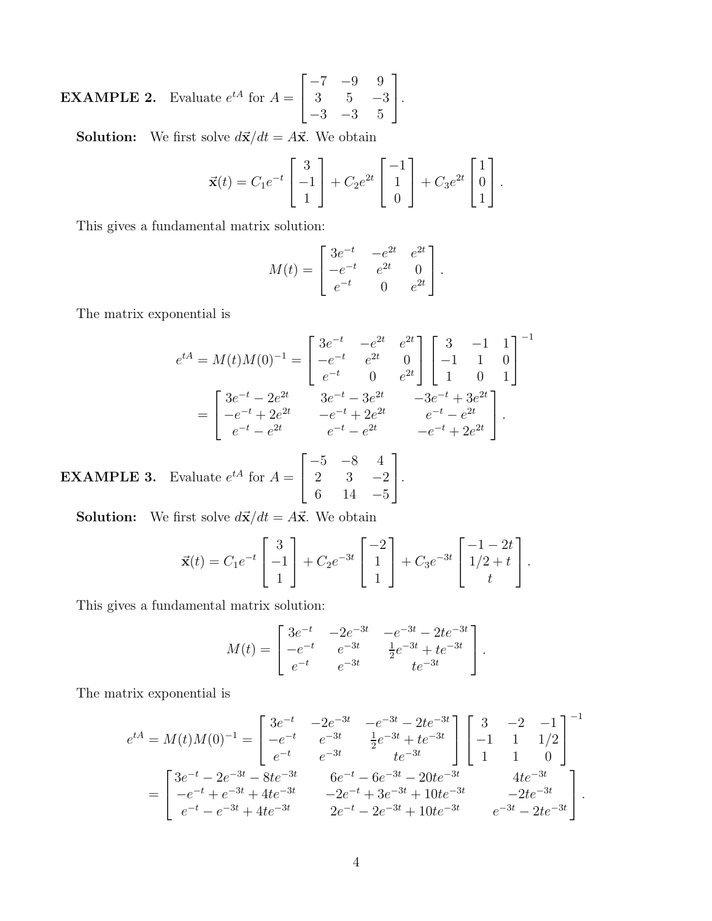**EXAMPLE 2.** Evaluate $e^{tA}$ for $A = \begin{bmatrix} -7 & -9 & 9 \\ 3 & 5 & -3 \\ -3 & -3 & 5 \end{bmatrix}$.

**Solution:** We first solve $d\vec{\mathbf{x}}/dt = A\vec{\mathbf{x}}$. We obtain

$$\vec{\mathbf{x}}(t) = C_1 e^{-t} \begin{bmatrix} 3 \\ -1 \\ 1 \end{bmatrix} + C_2 e^{2t} \begin{bmatrix} -1 \\ 1 \\ 0 \end{bmatrix} + C_3 e^{2t} \begin{bmatrix} 1 \\ 0 \\ 1 \end{bmatrix}.$$

This gives a fundamental matrix solution:

$$M(t) = \begin{bmatrix} 3e^{-t} & -e^{2t} & e^{2t} \\ -e^{-t} & e^{2t} & 0 \\ e^{-t} & 0 & e^{2t} \end{bmatrix}.$$

The matrix exponential is

$$\begin{aligned} e^{tA} = M(t)M(0)^{-1} &= \begin{bmatrix} 3e^{-t} & -e^{2t} & e^{2t} \\ -e^{-t} & e^{2t} & 0 \\ e^{-t} & 0 & e^{2t} \end{bmatrix} \begin{bmatrix} 3 & -1 & 1 \\ -1 & 1 & 0 \\ 1 & 0 & 1 \end{bmatrix}^{-1} \\ &= \begin{bmatrix} 3e^{-t} - 2e^{2t} & 3e^{-t} - 3e^{2t} & -3e^{-t} + 3e^{2t} \\ -e^{-t} + 2e^{2t} & -e^{-t} + 2e^{2t} & e^{-t} - e^{2t} \\ e^{-t} - e^{2t} & e^{-t} - e^{2t} & -e^{-t} + 2e^{2t} \end{bmatrix}. \end{aligned}$$

**EXAMPLE 3.** Evaluate $e^{tA}$ for $A = \begin{bmatrix} -5 & -8 & 4 \\ 2 & 3 & -2 \\ 6 & 14 & -5 \end{bmatrix}$.

**Solution:** We first solve $d\vec{\mathbf{x}}/dt = A\vec{\mathbf{x}}$. We obtain

$$\vec{\mathbf{x}}(t) = C_1 e^{-t} \begin{bmatrix} 3 \\ -1 \\ 1 \end{bmatrix} + C_2 e^{-3t} \begin{bmatrix} -2 \\ 1 \\ 1 \end{bmatrix} + C_3 e^{-3t} \begin{bmatrix} -1 - 2t \\ 1/2 + t \\ t \end{bmatrix}.$$

This gives a fundamental matrix solution:

$$M(t) = \begin{bmatrix} 3e^{-t} & -2e^{-3t} & -e^{-3t} - 2te^{-3t} \\ -e^{-t} & e^{-3t} & \frac{1}{2}e^{-3t} + te^{-3t} \\ e^{-t} & e^{-3t} & te^{-3t} \end{bmatrix}.$$

The matrix exponential is

$$\begin{aligned} e^{tA} = M(t)M(0)^{-1} &= \begin{bmatrix} 3e^{-t} & -2e^{-3t} & -e^{-3t} - 2te^{-3t} \\ -e^{-t} & e^{-3t} & \frac{1}{2}e^{-3t} + te^{-3t} \\ e^{-t} & e^{-3t} & te^{-3t} \end{bmatrix} \begin{bmatrix} 3 & -2 & -1 \\ -1 & 1 & 1/2 \\ 1 & 1 & 0 \end{bmatrix}^{-1} \\ &= \begin{bmatrix} 3e^{-t} - 2e^{-3t} - 8te^{-3t} & 6e^{-t} - 6e^{-3t} - 20te^{-3t} & 4te^{-3t} \\ -e^{-t} + e^{-3t} + 4te^{-3t} & -2e^{-t} + 3e^{-3t} + 10te^{-3t} & -2te^{-3t} \\ e^{-t} - e^{-3t} + 4te^{-3t} & 2e^{-t} - 2e^{-3t} + 10te^{-3t} & e^{-3t} - 2te^{-3t} \end{bmatrix}. \end{aligned}$$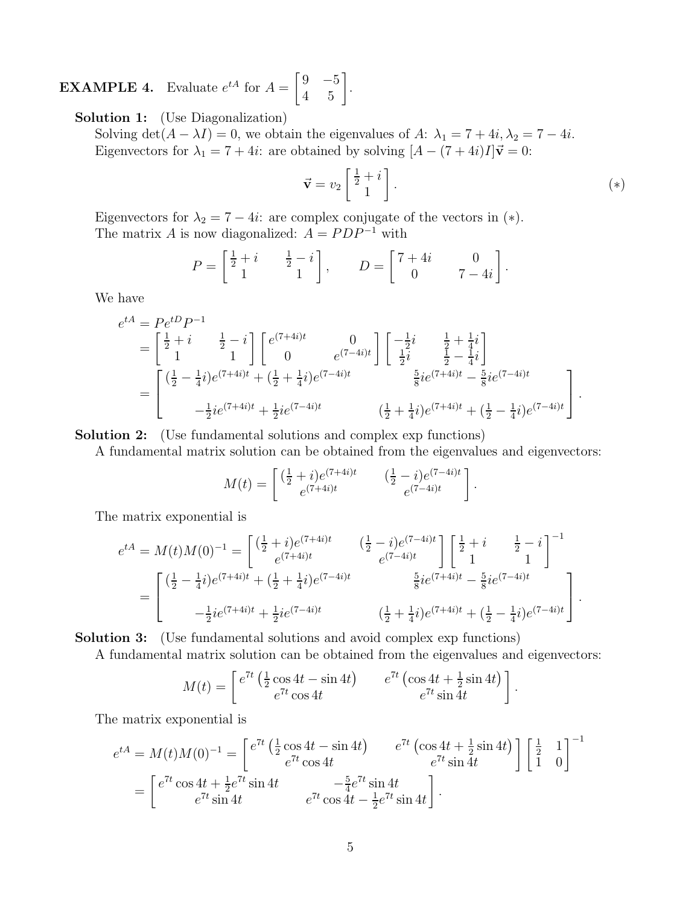**EXAMPLE 4.** Evaluate $e^{tA}$ for $A = \begin{bmatrix} 9 & -5 \\ 4 & 5 \end{bmatrix}$.

**Solution 1:** (Use Diagonalization)

Solving $\det(A - \lambda I) = 0$, we obtain the eigenvalues of $A$: $\lambda_1 = 7 + 4i, \lambda_2 = 7 - 4i$.

Eigenvectors for $\lambda_1 = 7 + 4i$: are obtained by solving $[A - (7 + 4i)I]\vec{\mathbf{v}} = 0$:

$$\vec{\mathbf{v}} = v_2 \begin{bmatrix} \frac{1}{2} + i \\ 1 \end{bmatrix}. \qquad (*)$$

Eigenvectors for $\lambda_2 = 7 - 4i$: are complex conjugate of the vectors in $(*)$.

The matrix $A$ is now diagonalized: $A = PDP^{-1}$ with

$$P = \begin{bmatrix} \frac{1}{2} + i & \frac{1}{2} - i \\ 1 & 1 \end{bmatrix}, \qquad D = \begin{bmatrix} 7 + 4i & 0 \\ 0 & 7 - 4i \end{bmatrix}.$$

We have

$$\begin{aligned}
e^{tA} &= Pe^{tD}P^{-1} \\
&= \begin{bmatrix} \frac{1}{2} + i & \frac{1}{2} - i \\ 1 & 1 \end{bmatrix} \begin{bmatrix} e^{(7+4i)t} & 0 \\ 0 & e^{(7-4i)t} \end{bmatrix} \begin{bmatrix} -\frac{1}{2}i & \frac{1}{2} + \frac{1}{4}i \\ \frac{1}{2}i & \frac{1}{2} - \frac{1}{4}i \end{bmatrix} \\
&= \begin{bmatrix} (\frac{1}{2} - \frac{1}{4}i)e^{(7+4i)t} + (\frac{1}{2} + \frac{1}{4}i)e^{(7-4i)t} & \frac{5}{8}ie^{(7+4i)t} - \frac{5}{8}ie^{(7-4i)t} \\ -\frac{1}{2}ie^{(7+4i)t} + \frac{1}{2}ie^{(7-4i)t} & (\frac{1}{2} + \frac{1}{4}i)e^{(7+4i)t} + (\frac{1}{2} - \frac{1}{4}i)e^{(7-4i)t} \end{bmatrix}.
\end{aligned}$$

**Solution 2:** (Use fundamental solutions and complex exp functions)

A fundamental matrix solution can be obtained from the eigenvalues and eigenvectors:

$$M(t) = \begin{bmatrix} (\frac{1}{2} + i)e^{(7+4i)t} & (\frac{1}{2} - i)e^{(7-4i)t} \\ e^{(7+4i)t} & e^{(7-4i)t} \end{bmatrix}.$$

The matrix exponential is

$$\begin{aligned}
e^{tA} = M(t)M(0)^{-1} &= \begin{bmatrix} (\frac{1}{2} + i)e^{(7+4i)t} & (\frac{1}{2} - i)e^{(7-4i)t} \\ e^{(7+4i)t} & e^{(7-4i)t} \end{bmatrix} \begin{bmatrix} \frac{1}{2} + i & \frac{1}{2} - i \\ 1 & 1 \end{bmatrix}^{-1} \\
&= \begin{bmatrix} (\frac{1}{2} - \frac{1}{4}i)e^{(7+4i)t} + (\frac{1}{2} + \frac{1}{4}i)e^{(7-4i)t} & \frac{5}{8}ie^{(7+4i)t} - \frac{5}{8}ie^{(7-4i)t} \\ -\frac{1}{2}ie^{(7+4i)t} + \frac{1}{2}ie^{(7-4i)t} & (\frac{1}{2} + \frac{1}{4}i)e^{(7+4i)t} + (\frac{1}{2} - \frac{1}{4}i)e^{(7-4i)t} \end{bmatrix}.
\end{aligned}$$

**Solution 3:** (Use fundamental solutions and avoid complex exp functions)

A fundamental matrix solution can be obtained from the eigenvalues and eigenvectors:

$$M(t) = \begin{bmatrix} e^{7t}\left(\frac{1}{2}\cos 4t - \sin 4t\right) & e^{7t}\left(\cos 4t + \frac{1}{2}\sin 4t\right) \\ e^{7t}\cos 4t & e^{7t}\sin 4t \end{bmatrix}.$$

The matrix exponential is

$$\begin{aligned}
e^{tA} = M(t)M(0)^{-1} &= \begin{bmatrix} e^{7t}\left(\frac{1}{2}\cos 4t - \sin 4t\right) & e^{7t}\left(\cos 4t + \frac{1}{2}\sin 4t\right) \\ e^{7t}\cos 4t & e^{7t}\sin 4t \end{bmatrix} \begin{bmatrix} \frac{1}{2} & 1 \\ 1 & 0 \end{bmatrix}^{-1} \\
&= \begin{bmatrix} e^{7t}\cos 4t + \frac{1}{2}e^{7t}\sin 4t & -\frac{5}{4}e^{7t}\sin 4t \\ e^{7t}\sin 4t & e^{7t}\cos 4t - \frac{1}{2}e^{7t}\sin 4t \end{bmatrix}.
\end{aligned}$$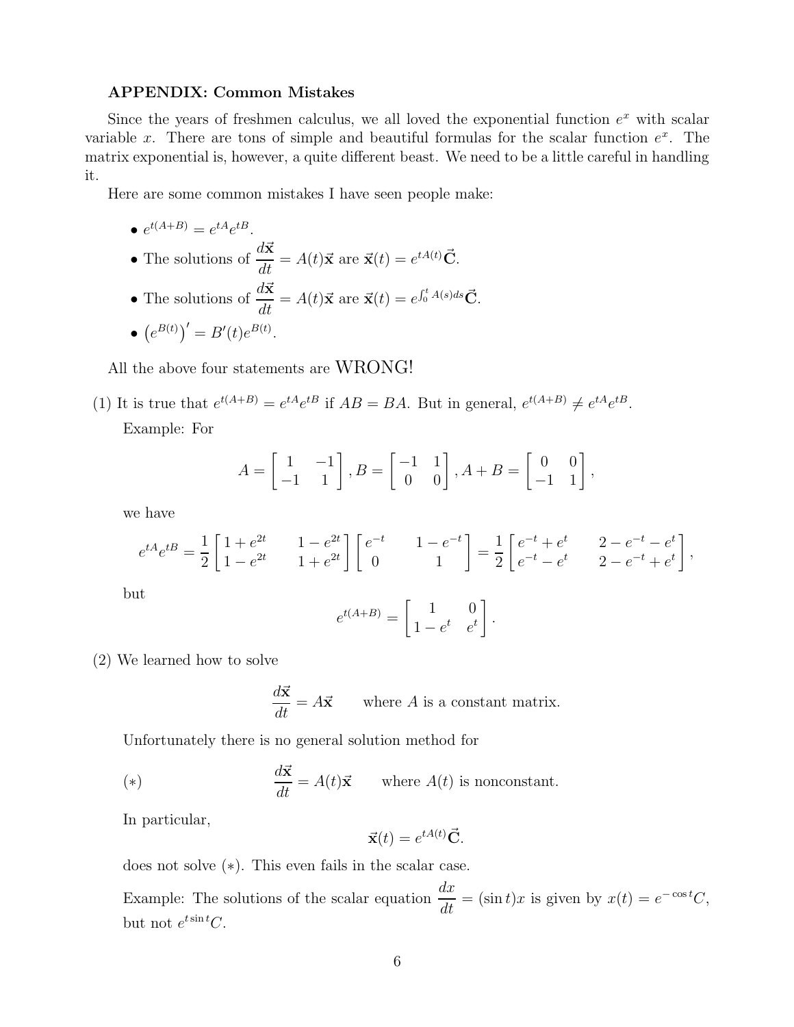**APPENDIX: Common Mistakes**

Since the years of freshmen calculus, we all loved the exponential function $e^x$ with scalar variable $x$. There are tons of simple and beautiful formulas for the scalar function $e^x$. The matrix exponential is, however, a quite different beast. We need to be a little careful in handling it.

Here are some common mistakes I have seen people make:

- $e^{t(A+B)} = e^{tA}e^{tB}$.
- The solutions of $\dfrac{d\vec{\mathbf{x}}}{dt} = A(t)\vec{\mathbf{x}}$ are $\vec{\mathbf{x}}(t) = e^{tA(t)}\vec{\mathbf{C}}$.
- The solutions of $\dfrac{d\vec{\mathbf{x}}}{dt} = A(t)\vec{\mathbf{x}}$ are $\vec{\mathbf{x}}(t) = e^{\int_0^t A(s)ds}\vec{\mathbf{C}}$.
- $\left(e^{B(t)}\right)' = B'(t)e^{B(t)}$.

All the above four statements are WRONG!

(1) It is true that $e^{t(A+B)} = e^{tA}e^{tB}$ if $AB = BA$. But in general, $e^{t(A+B)} \neq e^{tA}e^{tB}$.

Example: For

$$A = \begin{bmatrix} 1 & -1 \\ -1 & 1 \end{bmatrix}, B = \begin{bmatrix} -1 & 1 \\ 0 & 0 \end{bmatrix}, A + B = \begin{bmatrix} 0 & 0 \\ -1 & 1 \end{bmatrix},$$

we have

$$e^{tA}e^{tB} = \frac{1}{2}\begin{bmatrix} 1+e^{2t} & 1-e^{2t} \\ 1-e^{2t} & 1+e^{2t} \end{bmatrix}\begin{bmatrix} e^{-t} & 1-e^{-t} \\ 0 & 1 \end{bmatrix} = \frac{1}{2}\begin{bmatrix} e^{-t}+e^{t} & 2-e^{-t}-e^{t} \\ e^{-t}-e^{t} & 2-e^{-t}+e^{t} \end{bmatrix},$$

but

$$e^{t(A+B)} = \begin{bmatrix} 1 & 0 \\ 1-e^{t} & e^{t} \end{bmatrix}.$$

(2) We learned how to solve

$$\frac{d\vec{\mathbf{x}}}{dt} = A\vec{\mathbf{x}} \qquad \text{where } A \text{ is a constant matrix.}$$

Unfortunately there is no general solution method for

$$(*) \qquad \frac{d\vec{\mathbf{x}}}{dt} = A(t)\vec{\mathbf{x}} \qquad \text{where } A(t) \text{ is nonconstant.}$$

In particular,

$$\vec{\mathbf{x}}(t) = e^{tA(t)}\vec{\mathbf{C}}.$$

does not solve $(*)$. This even fails in the scalar case.

Example: The solutions of the scalar equation $\dfrac{dx}{dt} = (\sin t)x$ is given by $x(t) = e^{-\cos t}C$, but not $e^{t\sin t}C$.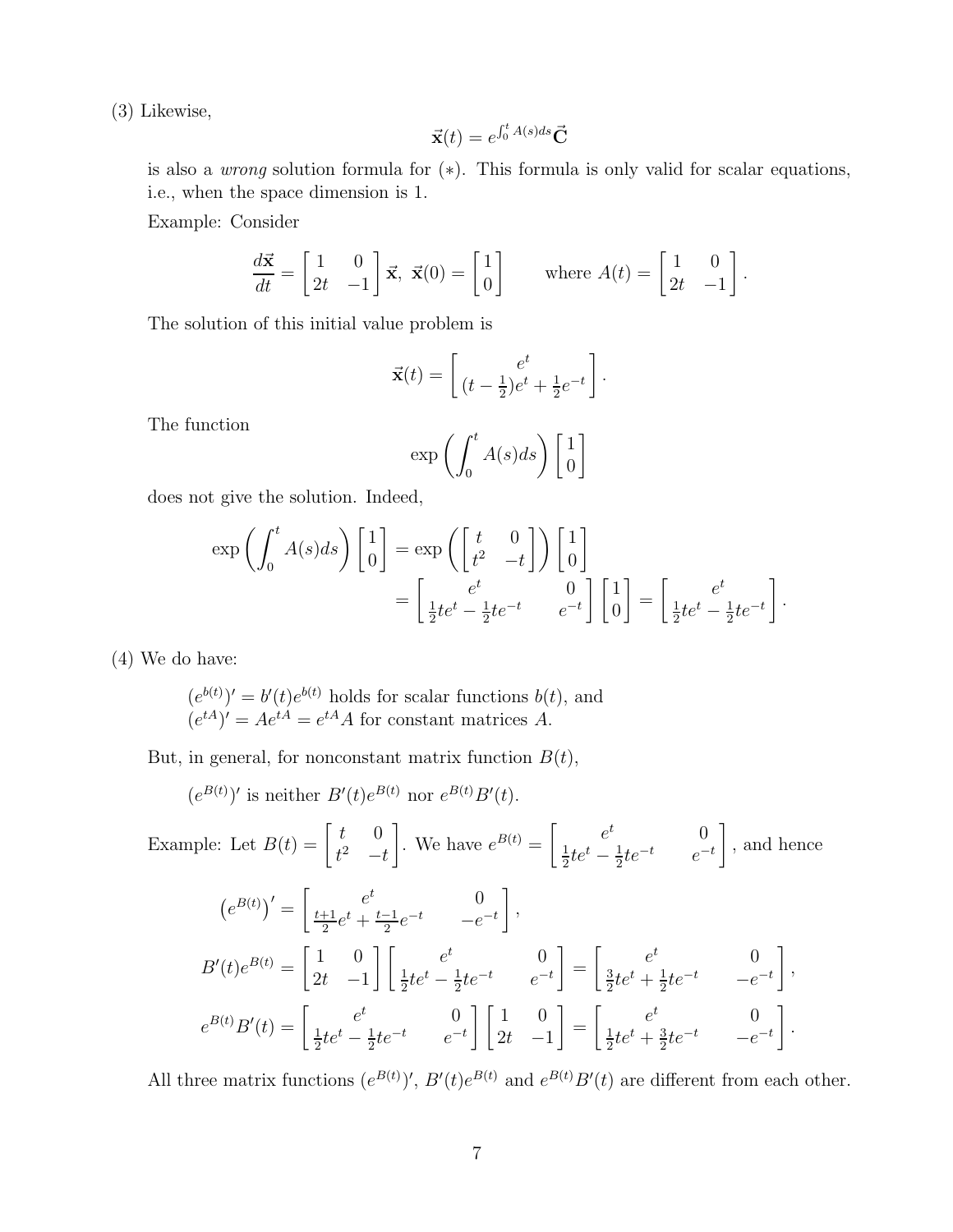(3) Likewise,

$$\vec{\mathbf{x}}(t) = e^{\int_0^t A(s)ds}\vec{\mathbf{C}}$$

is also a *wrong* solution formula for $(*)$. This formula is only valid for scalar equations, i.e., when the space dimension is 1.

Example: Consider

$$\frac{d\vec{\mathbf{x}}}{dt} = \begin{bmatrix} 1 & 0 \\ 2t & -1 \end{bmatrix}\vec{\mathbf{x}},\ \vec{\mathbf{x}}(0) = \begin{bmatrix} 1 \\ 0 \end{bmatrix} \qquad \text{where } A(t) = \begin{bmatrix} 1 & 0 \\ 2t & -1 \end{bmatrix}.$$

The solution of this initial value problem is

$$\vec{\mathbf{x}}(t) = \begin{bmatrix} e^t \\ (t - \frac{1}{2})e^t + \frac{1}{2}e^{-t} \end{bmatrix}.$$

The function

$$\exp\left(\int_0^t A(s)ds\right)\begin{bmatrix} 1 \\ 0 \end{bmatrix}$$

does not give the solution. Indeed,

$$\begin{aligned}
\exp\left(\int_0^t A(s)ds\right)\begin{bmatrix} 1 \\ 0 \end{bmatrix} &= \exp\left(\begin{bmatrix} t & 0 \\ t^2 & -t \end{bmatrix}\right)\begin{bmatrix} 1 \\ 0 \end{bmatrix} \\
&= \begin{bmatrix} e^t & 0 \\ \frac{1}{2}te^t - \frac{1}{2}te^{-t} & e^{-t} \end{bmatrix}\begin{bmatrix} 1 \\ 0 \end{bmatrix} = \begin{bmatrix} e^t \\ \frac{1}{2}te^t - \frac{1}{2}te^{-t} \end{bmatrix}.
\end{aligned}$$

(4) We do have:

$(e^{b(t)})' = b'(t)e^{b(t)}$ holds for scalar functions $b(t)$, and
$(e^{tA})' = Ae^{tA} = e^{tA}A$ for constant matrices $A$.

But, in general, for nonconstant matrix function $B(t)$,

$(e^{B(t)})'$ is neither $B'(t)e^{B(t)}$ nor $e^{B(t)}B'(t)$.

Example: Let $B(t) = \begin{bmatrix} t & 0 \\ t^2 & -t \end{bmatrix}$. We have $e^{B(t)} = \begin{bmatrix} e^t & 0 \\ \frac{1}{2}te^t - \frac{1}{2}te^{-t} & e^{-t} \end{bmatrix}$, and hence

$$\begin{aligned}
\left(e^{B(t)}\right)' &= \begin{bmatrix} e^t & 0 \\ \frac{t+1}{2}e^t + \frac{t-1}{2}e^{-t} & -e^{-t} \end{bmatrix}, \\
B'(t)e^{B(t)} &= \begin{bmatrix} 1 & 0 \\ 2t & -1 \end{bmatrix}\begin{bmatrix} e^t & 0 \\ \frac{1}{2}te^t - \frac{1}{2}te^{-t} & e^{-t} \end{bmatrix} = \begin{bmatrix} e^t & 0 \\ \frac{3}{2}te^t + \frac{1}{2}te^{-t} & -e^{-t} \end{bmatrix}, \\
e^{B(t)}B'(t) &= \begin{bmatrix} e^t & 0 \\ \frac{1}{2}te^t - \frac{1}{2}te^{-t} & e^{-t} \end{bmatrix}\begin{bmatrix} 1 & 0 \\ 2t & -1 \end{bmatrix} = \begin{bmatrix} e^t & 0 \\ \frac{1}{2}te^t + \frac{3}{2}te^{-t} & -e^{-t} \end{bmatrix}.
\end{aligned}$$

All three matrix functions $(e^{B(t)})'$, $B'(t)e^{B(t)}$ and $e^{B(t)}B'(t)$ are different from each other.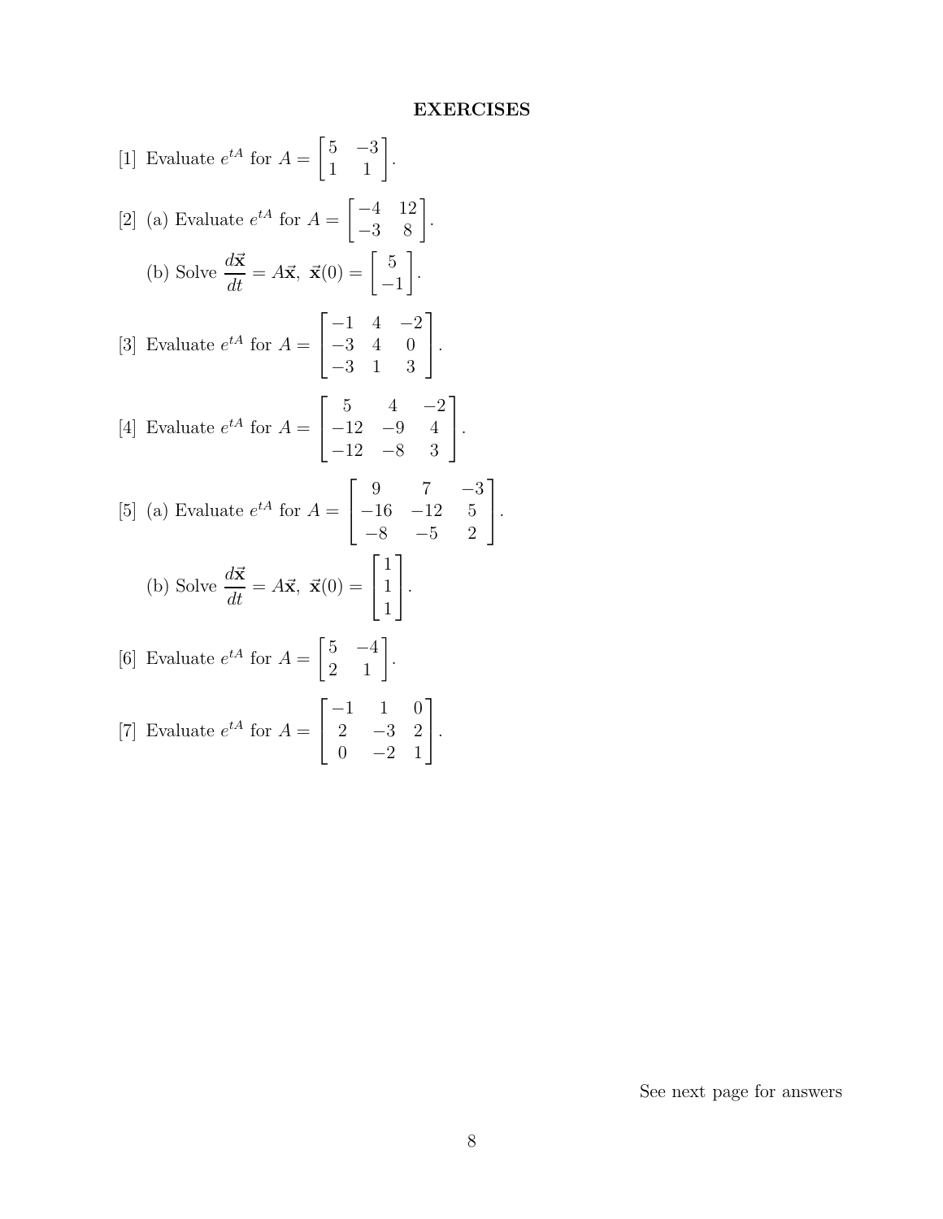## EXERCISES

[1] Evaluate $e^{tA}$ for $A = \begin{bmatrix} 5 & -3 \\ 1 & 1 \end{bmatrix}$.

[2] (a) Evaluate $e^{tA}$ for $A = \begin{bmatrix} -4 & 12 \\ -3 & 8 \end{bmatrix}$.

(b) Solve $\dfrac{d\vec{\mathbf{x}}}{dt} = A\vec{\mathbf{x}}$, $\vec{\mathbf{x}}(0) = \begin{bmatrix} 5 \\ -1 \end{bmatrix}$.

[3] Evaluate $e^{tA}$ for $A = \begin{bmatrix} -1 & 4 & -2 \\ -3 & 4 & 0 \\ -3 & 1 & 3 \end{bmatrix}$.

[4] Evaluate $e^{tA}$ for $A = \begin{bmatrix} 5 & 4 & -2 \\ -12 & -9 & 4 \\ -12 & -8 & 3 \end{bmatrix}$.

[5] (a) Evaluate $e^{tA}$ for $A = \begin{bmatrix} 9 & 7 & -3 \\ -16 & -12 & 5 \\ -8 & -5 & 2 \end{bmatrix}$.

(b) Solve $\dfrac{d\vec{\mathbf{x}}}{dt} = A\vec{\mathbf{x}}$, $\vec{\mathbf{x}}(0) = \begin{bmatrix} 1 \\ 1 \\ 1 \end{bmatrix}$.

[6] Evaluate $e^{tA}$ for $A = \begin{bmatrix} 5 & -4 \\ 2 & 1 \end{bmatrix}$.

[7] Evaluate $e^{tA}$ for $A = \begin{bmatrix} -1 & 1 & 0 \\ 2 & -3 & 2 \\ 0 & -2 & 1 \end{bmatrix}$.

See next page for answers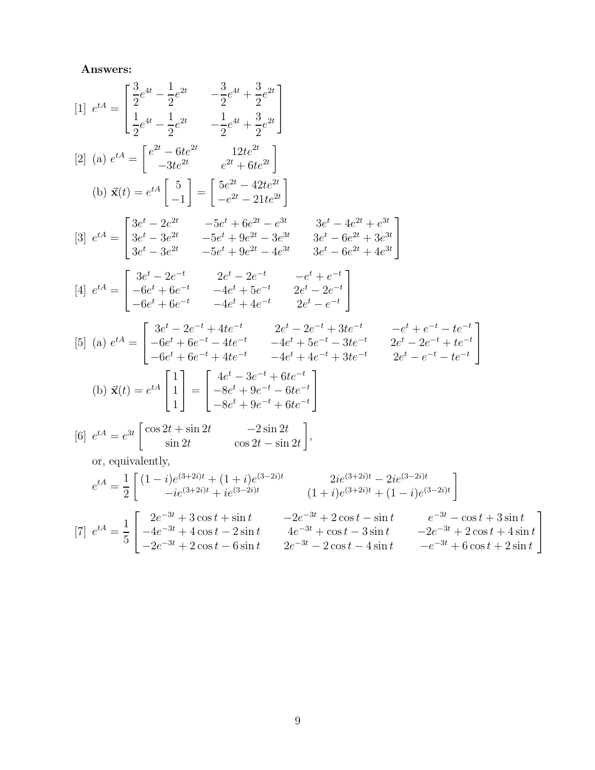**Answers:**

[1] $e^{tA} = \begin{bmatrix} \frac{3}{2}e^{4t} - \frac{1}{2}e^{2t} & -\frac{3}{2}e^{4t} + \frac{3}{2}e^{2t} \\ \frac{1}{2}e^{4t} - \frac{1}{2}e^{2t} & -\frac{1}{2}e^{4t} + \frac{3}{2}e^{2t} \end{bmatrix}$

[2] (a) $e^{tA} = \begin{bmatrix} e^{2t} - 6te^{2t} & 12te^{2t} \\ -3te^{2t} & e^{2t} + 6te^{2t} \end{bmatrix}$

(b) $\vec{\mathbf{x}}(t) = e^{tA} \begin{bmatrix} 5 \\ -1 \end{bmatrix} = \begin{bmatrix} 5e^{2t} - 42te^{2t} \\ -e^{2t} - 21te^{2t} \end{bmatrix}$

[3] $e^{tA} = \begin{bmatrix} 3e^{t} - 2e^{2t} & -5e^{t} + 6e^{2t} - e^{3t} & 3e^{t} - 4e^{2t} + e^{3t} \\ 3e^{t} - 3e^{2t} & -5e^{t} + 9e^{2t} - 3e^{3t} & 3e^{t} - 6e^{2t} + 3e^{3t} \\ 3e^{t} - 3e^{2t} & -5e^{t} + 9e^{2t} - 4e^{3t} & 3e^{t} - 6e^{2t} + 4e^{3t} \end{bmatrix}$

[4] $e^{tA} = \begin{bmatrix} 3e^{t} - 2e^{-t} & 2e^{t} - 2e^{-t} & -e^{t} + e^{-t} \\ -6e^{t} + 6e^{-t} & -4e^{t} + 5e^{-t} & 2e^{t} - 2e^{-t} \\ -6e^{t} + 6e^{-t} & -4e^{t} + 4e^{-t} & 2e^{t} - e^{-t} \end{bmatrix}$

[5] (a) $e^{tA} = \begin{bmatrix} 3e^{t} - 2e^{-t} + 4te^{-t} & 2e^{t} - 2e^{-t} + 3te^{-t} & -e^{t} + e^{-t} - te^{-t} \\ -6e^{t} + 6e^{-t} - 4te^{-t} & -4e^{t} + 5e^{-t} - 3te^{-t} & 2e^{t} - 2e^{-t} + te^{-t} \\ -6e^{t} + 6e^{-t} + 4te^{-t} & -4e^{t} + 4e^{-t} + 3te^{-t} & 2e^{t} - e^{-t} - te^{-t} \end{bmatrix}$

(b) $\vec{\mathbf{x}}(t) = e^{tA} \begin{bmatrix} 1 \\ 1 \\ 1 \end{bmatrix} = \begin{bmatrix} 4e^{t} - 3e^{-t} + 6te^{-t} \\ -8e^{t} + 9e^{-t} - 6te^{-t} \\ -8e^{t} + 9e^{-t} + 6te^{-t} \end{bmatrix}$

[6] $e^{tA} = e^{3t} \begin{bmatrix} \cos 2t + \sin 2t & -2\sin 2t \\ \sin 2t & \cos 2t - \sin 2t \end{bmatrix}$,

or, equivalently,

$$e^{tA} = \frac{1}{2} \begin{bmatrix} (1-i)e^{(3+2i)t} + (1+i)e^{(3-2i)t} & 2ie^{(3+2i)t} - 2ie^{(3-2i)t} \\ -ie^{(3+2i)t} + ie^{(3-2i)t} & (1+i)e^{(3+2i)t} + (1-i)e^{(3-2i)t} \end{bmatrix}$$

[7] $e^{tA} = \frac{1}{5} \begin{bmatrix} 2e^{-3t} + 3\cos t + \sin t & -2e^{-3t} + 2\cos t - \sin t & e^{-3t} - \cos t + 3\sin t \\ -4e^{-3t} + 4\cos t - 2\sin t & 4e^{-3t} + \cos t - 3\sin t & -2e^{-3t} + 2\cos t + 4\sin t \\ -2e^{-3t} + 2\cos t - 6\sin t & 2e^{-3t} - 2\cos t - 4\sin t & -e^{-3t} + 6\cos t + 2\sin t \end{bmatrix}$